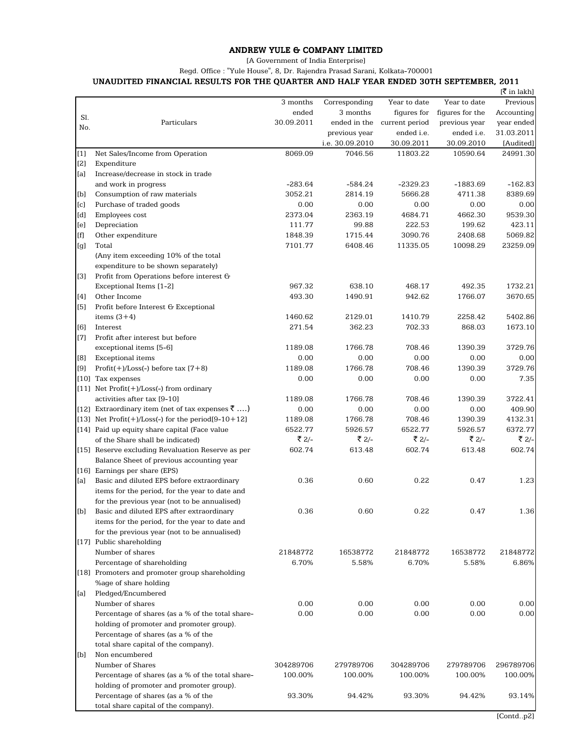# ANDREW YULE & COMPANY LIMITED

[A Government of India Enterprise]

Regd. Office : "Yule House", 8, Dr. Rajendra Prasad Sarani, Kolkata-700001

## UNAUDITED FINANCIAL RESULTS FOR THE QUARTER AND HALF YEAR ENDED 30TH SEPTEMBER, 2011

[₹ in lakh]

| Sl. No. | Particulars | 3 months ended 30.09.2011 | Corresponding 3 months ended in the previous year i.e. 30.09.2010 | Year to date figures for current period ended i.e. 30.09.2011 | Year to date figures for the previous year ended i.e. 30.09.2010 | Previous Accounting year ended 31.03.2011 [Audited] |
|---|---|---|---|---|---|---|
| [1] | Net Sales/Income from Operation | 8069.09 | 7046.56 | 11803.22 | 10590.64 | 24991.30 |
| [2] | Expenditure | | | | | |
| [a] | Increase/decrease in stock in trade and work in progress | -283.64 | -584.24 | -2329.23 | -1883.69 | -162.83 |
| [b] | Consumption of raw materials | 3052.21 | 2814.19 | 5666.28 | 4711.38 | 8389.69 |
| [c] | Purchase of traded goods | 0.00 | 0.00 | 0.00 | 0.00 | 0.00 |
| [d] | Employees cost | 2373.04 | 2363.19 | 4684.71 | 4662.30 | 9539.30 |
| [e] | Depreciation | 111.77 | 99.88 | 222.53 | 199.62 | 423.11 |
| [f] | Other expenditure | 1848.39 | 1715.44 | 3090.76 | 2408.68 | 5069.82 |
| [g] | Total (Any item exceeding 10% of the total expenditure to be shown separately) | 7101.77 | 6408.46 | 11335.05 | 10098.29 | 23259.09 |
| [3] | Profit from Operations before interest & Exceptional Items [1-2] | 967.32 | 638.10 | 468.17 | 492.35 | 1732.21 |
| [4] | Other Income | 493.30 | 1490.91 | 942.62 | 1766.07 | 3670.65 |
| [5] | Profit before Interest & Exceptional items (3+4) | 1460.62 | 2129.01 | 1410.79 | 2258.42 | 5402.86 |
| [6] | Interest | 271.54 | 362.23 | 702.33 | 868.03 | 1673.10 |
| [7] | Profit after interest but before exceptional items [5-6] | 1189.08 | 1766.78 | 708.46 | 1390.39 | 3729.76 |
| [8] | Exceptional items | 0.00 | 0.00 | 0.00 | 0.00 | 0.00 |
| [9] | Profit(+)/Loss(-) before tax [7+8) | 1189.08 | 1766.78 | 708.46 | 1390.39 | 3729.76 |
| [10] | Tax expenses | 0.00 | 0.00 | 0.00 | 0.00 | 7.35 |
| [11] | Net Profit(+)/Loss(-) from ordinary activities after tax [9-10] | 1189.08 | 1766.78 | 708.46 | 1390.39 | 3722.41 |
| [12] | Extraordinary item (net of tax expenses ₹ ....) | 0.00 | 0.00 | 0.00 | 0.00 | 409.90 |
| [13] | Net Profit(+)/Loss(-) for the period[9-10+12] | 1189.08 | 1766.78 | 708.46 | 1390.39 | 4132.31 |
| [14] | Paid up equity share capital (Face value of the Share shall be indicated) | 6522.77<br>₹ 2/- | 5926.57<br>₹ 2/- | 6522.77<br>₹ 2/- | 5926.57<br>₹ 2/- | 6372.77<br>₹ 2/- |
| [15] | Reserve excluding Revaluation Reserve as per Balance Sheet of previous accounting year | 602.74 | 613.48 | 602.74 | 613.48 | 602.74 |
| [16] | Earnings per share (EPS) | | | | | |
| [a] | Basic and diluted EPS before extraordinary items for the period, for the year to date and for the previous year (not to be annualised) | 0.36 | 0.60 | 0.22 | 0.47 | 1.23 |
| [b] | Basic and diluted EPS after extraordinary items for the period, for the year to date and for the previous year (not to be annualised) | 0.36 | 0.60 | 0.22 | 0.47 | 1.36 |
| [17] | Public shareholding | | | | | |
| | Number of shares | 21848772 | 16538772 | 21848772 | 16538772 | 21848772 |
| | Percentage of shareholding | 6.70% | 5.58% | 6.70% | 5.58% | 6.86% |
| [18] | Promoters and promoter group shareholding %age of share holding | | | | | |
| [a] | Pledged/Encumbered | | | | | |
| | Number of shares | 0.00 | 0.00 | 0.00 | 0.00 | 0.00 |
| | Percentage of shares (as a % of the total share-holding of promoter and promoter group). | 0.00 | 0.00 | 0.00 | 0.00 | 0.00 |
| | Percentage of shares (as a % of the total share capital of the company). | | | | | |
| [b] | Non encumbered | | | | | |
| | Number of Shares | 304289706 | 279789706 | 304289706 | 279789706 | 296789706 |
| | Percentage of shares (as a % of the total share-holding of promoter and promoter group). | 100.00% | 100.00% | 100.00% | 100.00% | 100.00% |
| | Percentage of shares (as a % of the total share capital of the company). | 93.30% | 94.42% | 93.30% | 94.42% | 93.14% |

[Contd..p2]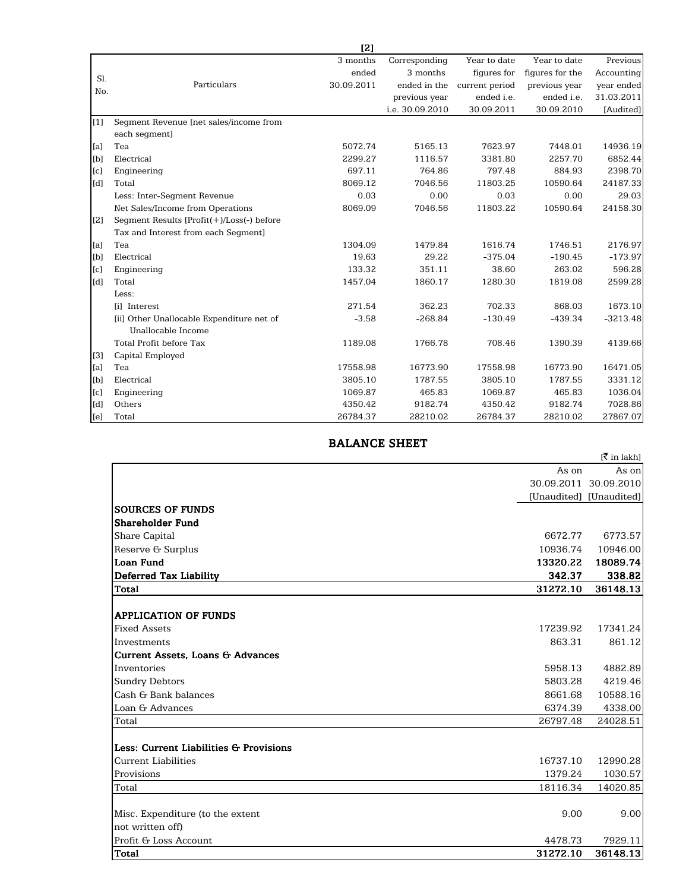[2]

| Sl. No. | Particulars | 3 months ended 30.09.2011 | Corresponding 3 months ended in the previous year i.e. 30.09.2010 | Year to date figures for current period ended i.e. 30.09.2011 | Year to date figures for the previous year ended i.e. 30.09.2010 | Previous Accounting year ended 31.03.2011 [Audited] |
|---|---|---|---|---|---|---|
| [1] | Segment Revenue [net sales/income from each segment] | | | | | |
| [a] | Tea | 5072.74 | 5165.13 | 7623.97 | 7448.01 | 14936.19 |
| [b] | Electrical | 2299.27 | 1116.57 | 3381.80 | 2257.70 | 6852.44 |
| [c] | Engineering | 697.11 | 764.86 | 797.48 | 884.93 | 2398.70 |
| [d] | Total | 8069.12 | 7046.56 | 11803.25 | 10590.64 | 24187.33 |
| | Less: Inter-Segment Revenue | 0.03 | 0.00 | 0.03 | 0.00 | 29.03 |
| | Net Sales/Income from Operations | 8069.09 | 7046.56 | 11803.22 | 10590.64 | 24158.30 |
| [2] | Segment Results [Profit(+)/Loss(-) before Tax and Interest from each Segment] | | | | | |
| [a] | Tea | 1304.09 | 1479.84 | 1616.74 | 1746.51 | 2176.97 |
| [b] | Electrical | 19.63 | 29.22 | -375.04 | -190.45 | -173.97 |
| [c] | Engineering | 133.32 | 351.11 | 38.60 | 263.02 | 596.28 |
| [d] | Total | 1457.04 | 1860.17 | 1280.30 | 1819.08 | 2599.28 |
| | Less: | | | | | |
| | [i] Interest | 271.54 | 362.23 | 702.33 | 868.03 | 1673.10 |
| | [ii] Other Unallocable Expenditure net of Unallocable Income | -3.58 | -268.84 | -130.49 | -439.34 | -3213.48 |
| | Total Profit before Tax | 1189.08 | 1766.78 | 708.46 | 1390.39 | 4139.66 |
| [3] | Capital Employed | | | | | |
| [a] | Tea | 17558.98 | 16773.90 | 17558.98 | 16773.90 | 16471.05 |
| [b] | Electrical | 3805.10 | 1787.55 | 3805.10 | 1787.55 | 3331.12 |
| [c] | Engineering | 1069.87 | 465.83 | 1069.87 | 465.83 | 1036.04 |
| [d] | Others | 4350.42 | 9182.74 | 4350.42 | 9182.74 | 7028.86 |
| [e] | Total | 26784.37 | 28210.02 | 26784.37 | 28210.02 | 27867.07 |

## BALANCE SHEET

[₹ in lakh]

| | As on 30.09.2011 [Unaudited] | As on 30.09.2010 [Unaudited] |
|---|---|---|
| **SOURCES OF FUNDS** | | |
| **Shareholder Fund** | | |
| Share Capital | 6672.77 | 6773.57 |
| Reserve & Surplus | 10936.74 | 10946.00 |
| **Loan Fund** | **13320.22** | **18089.74** |
| **Deferred Tax Liability** | **342.37** | **338.82** |
| **Total** | **31272.10** | **36148.13** |
| | | |
| **APPLICATION OF FUNDS** | | |
| Fixed Assets | 17239.92 | 17341.24 |
| Investments | 863.31 | 861.12 |
| **Current Assets, Loans & Advances** | | |
| Inventories | 5958.13 | 4882.89 |
| Sundry Debtors | 5803.28 | 4219.46 |
| Cash & Bank balances | 8661.68 | 10588.16 |
| Loan & Advances | 6374.39 | 4338.00 |
| Total | 26797.48 | 24028.51 |
| | | |
| **Less: Current Liabilities & Provisions** | | |
| Current Liabilities | 16737.10 | 12990.28 |
| Provisions | 1379.24 | 1030.57 |
| Total | 18116.34 | 14020.85 |
| | | |
| Misc. Expenditure (to the extent not written off) | 9.00 | 9.00 |
| Profit & Loss Account | 4478.73 | 7929.11 |
| **Total** | **31272.10** | **36148.13** |